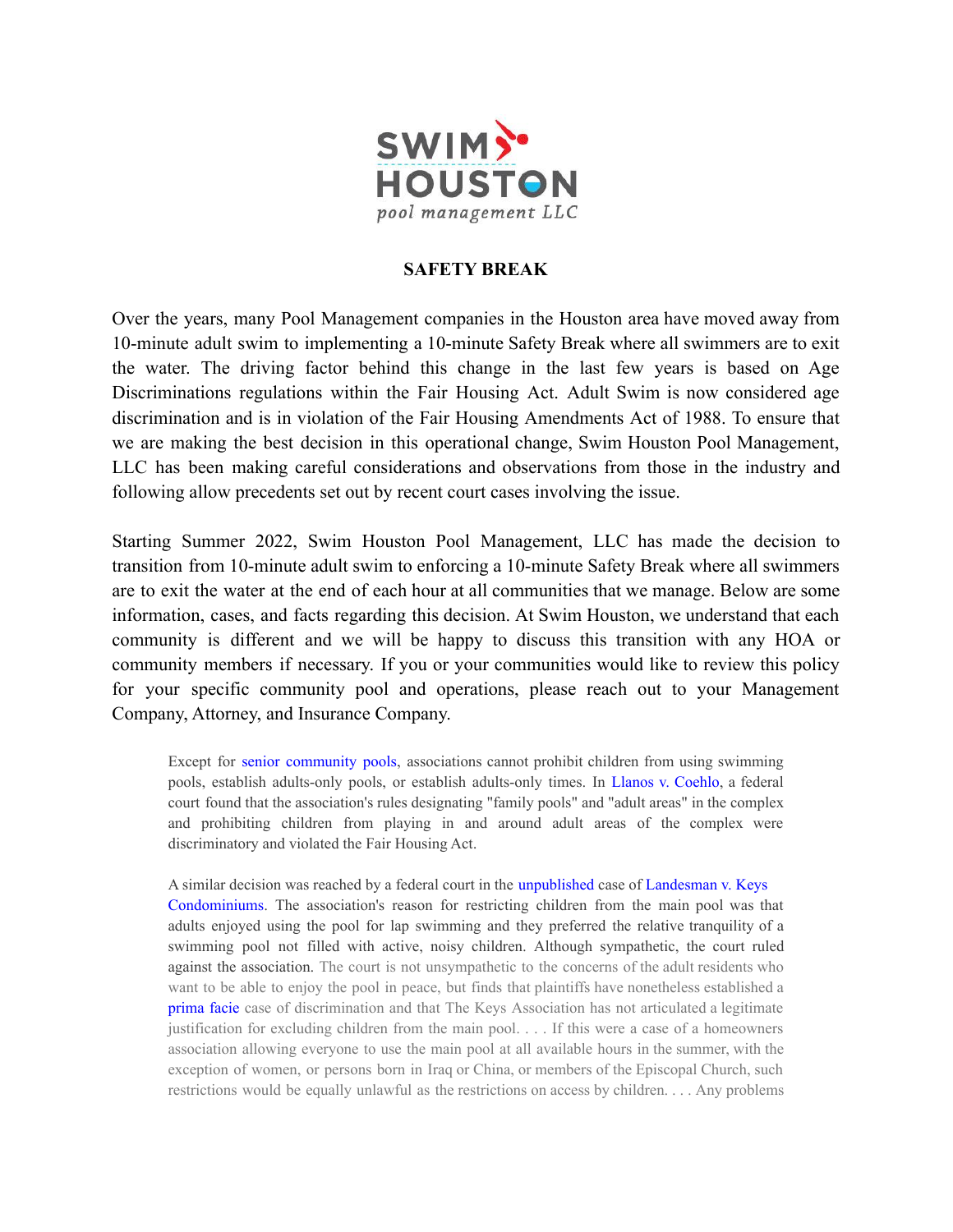SWIM HOUSTON
*pool management LLC*

**SAFETY BREAK**

Over the years, many Pool Management companies in the Houston area have moved away from 10-minute adult swim to implementing a 10-minute Safety Break where all swimmers are to exit the water. The driving factor behind this change in the last few years is based on Age Discriminations regulations within the Fair Housing Act. Adult Swim is now considered age discrimination and is in violation of the Fair Housing Amendments Act of 1988. To ensure that we are making the best decision in this operational change, Swim Houston Pool Management, LLC has been making careful considerations and observations from those in the industry and following allow precedents set out by recent court cases involving the issue.

Starting Summer 2022, Swim Houston Pool Management, LLC has made the decision to transition from 10-minute adult swim to enforcing a 10-minute Safety Break where all swimmers are to exit the water at the end of each hour at all communities that we manage. Below are some information, cases, and facts regarding this decision. At Swim Houston, we understand that each community is different and we will be happy to discuss this transition with any HOA or community members if necessary. If you or your communities would like to review this policy for your specific community pool and operations, please reach out to your Management Company, Attorney, and Insurance Company.

> Except for senior community pools, associations cannot prohibit children from using swimming pools, establish adults-only pools, or establish adults-only times. In Llanos v. Coehlo, a federal court found that the association's rules designating "family pools" and "adult areas" in the complex and prohibiting children from playing in and around adult areas of the complex were discriminatory and violated the Fair Housing Act.
>
> A similar decision was reached by a federal court in the unpublished case of Landesman v. Keys Condominiums. The association's reason for restricting children from the main pool was that adults enjoyed using the pool for lap swimming and they preferred the relative tranquility of a swimming pool not filled with active, noisy children. Although sympathetic, the court ruled against the association. The court is not unsympathetic to the concerns of the adult residents who want to be able to enjoy the pool in peace, but finds that plaintiffs have nonetheless established a prima facie case of discrimination and that The Keys Association has not articulated a legitimate justification for excluding children from the main pool. . . . If this were a case of a homeowners association allowing everyone to use the main pool at all available hours in the summer, with the exception of women, or persons born in Iraq or China, or members of the Episcopal Church, such restrictions would be equally unlawful as the restrictions on access by children. . . . Any problems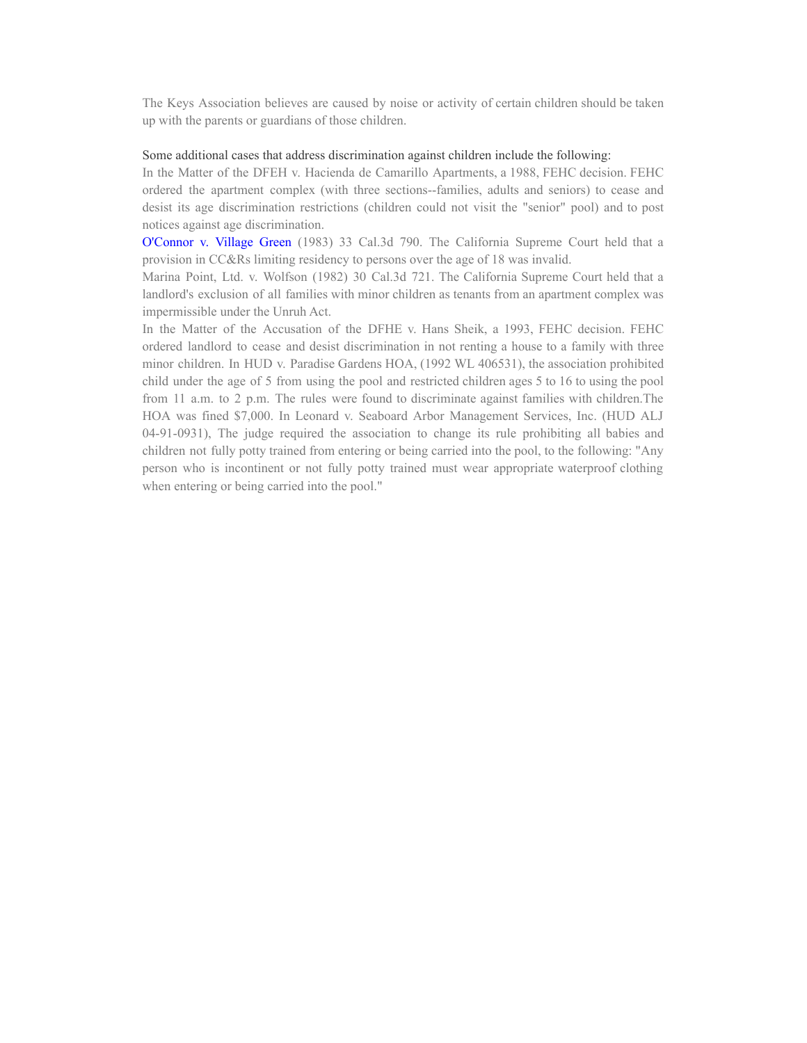The Keys Association believes are caused by noise or activity of certain children should be taken up with the parents or guardians of those children.

Some additional cases that address discrimination against children include the following:

In the Matter of the DFEH v. Hacienda de Camarillo Apartments, a 1988, FEHC decision. FEHC ordered the apartment complex (with three sections--families, adults and seniors) to cease and desist its age discrimination restrictions (children could not visit the "senior" pool) and to post notices against age discrimination.

O'Connor v. Village Green (1983) 33 Cal.3d 790. The California Supreme Court held that a provision in CC&Rs limiting residency to persons over the age of 18 was invalid.

Marina Point, Ltd. v. Wolfson (1982) 30 Cal.3d 721. The California Supreme Court held that a landlord's exclusion of all families with minor children as tenants from an apartment complex was impermissible under the Unruh Act.

In the Matter of the Accusation of the DFHE v. Hans Sheik, a 1993, FEHC decision. FEHC ordered landlord to cease and desist discrimination in not renting a house to a family with three minor children. In HUD v. Paradise Gardens HOA, (1992 WL 406531), the association prohibited child under the age of 5 from using the pool and restricted children ages 5 to 16 to using the pool from 11 a.m. to 2 p.m. The rules were found to discriminate against families with children.The HOA was fined $7,000. In Leonard v. Seaboard Arbor Management Services, Inc. (HUD ALJ 04-91-0931), The judge required the association to change its rule prohibiting all babies and children not fully potty trained from entering or being carried into the pool, to the following: "Any person who is incontinent or not fully potty trained must wear appropriate waterproof clothing when entering or being carried into the pool."